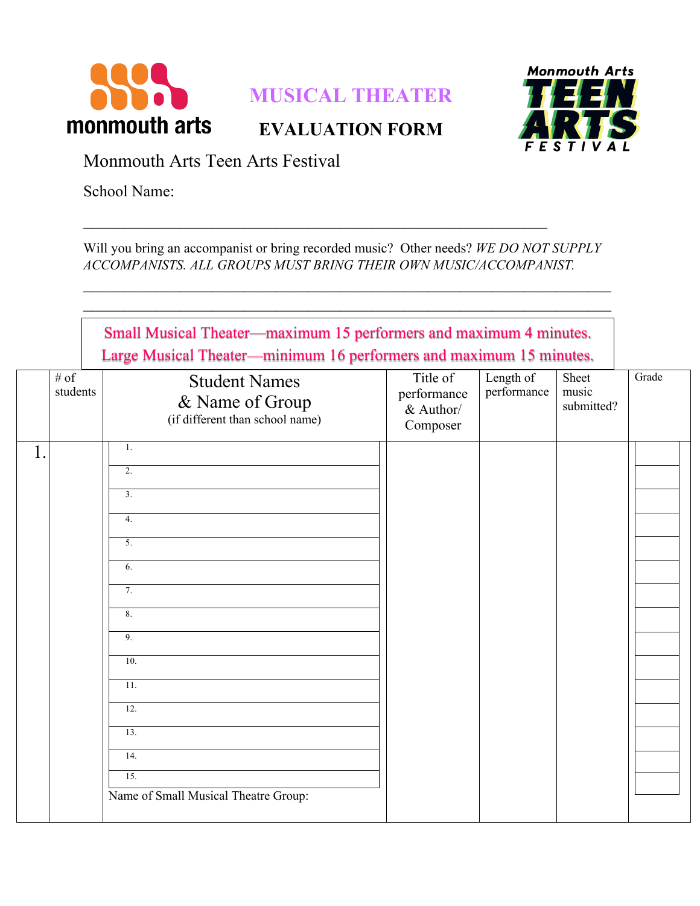monmouth arts

# MUSICAL THEATER

## EVALUATION FORM

Monmouth Arts TEEN ARTS FESTIVAL

Monmouth Arts Teen Arts Festival

School Name:

___________________________________________________________________

Will you bring an accompanist or bring recorded music? Other needs? *WE DO NOT SUPPLY ACCOMPANISTS. ALL GROUPS MUST BRING THEIR OWN MUSIC/ACCOMPANIST.*

___________________________________________________________________________

___________________________________________________________________________

Small Musical Theater—maximum 15 performers and maximum 4 minutes.
Large Musical Theater—minimum 16 performers and maximum 15 minutes.

| | # of students | Student Names & Name of Group (if different than school name) | Title of performance & Author/ Composer | Length of performance | Sheet music submitted? | Grade |
|---|---|---|---|---|---|---|
| 1. | | 1. | | | | |
| | | 2. | | | | |
| | | 3. | | | | |
| | | 4. | | | | |
| | | 5. | | | | |
| | | 6. | | | | |
| | | 7. | | | | |
| | | 8. | | | | |
| | | 9. | | | | |
| | | 10. | | | | |
| | | 11. | | | | |
| | | 12. | | | | |
| | | 13. | | | | |
| | | 14. | | | | |
| | | 15. | | | | |
| | | Name of Small Musical Theatre Group: | | | | |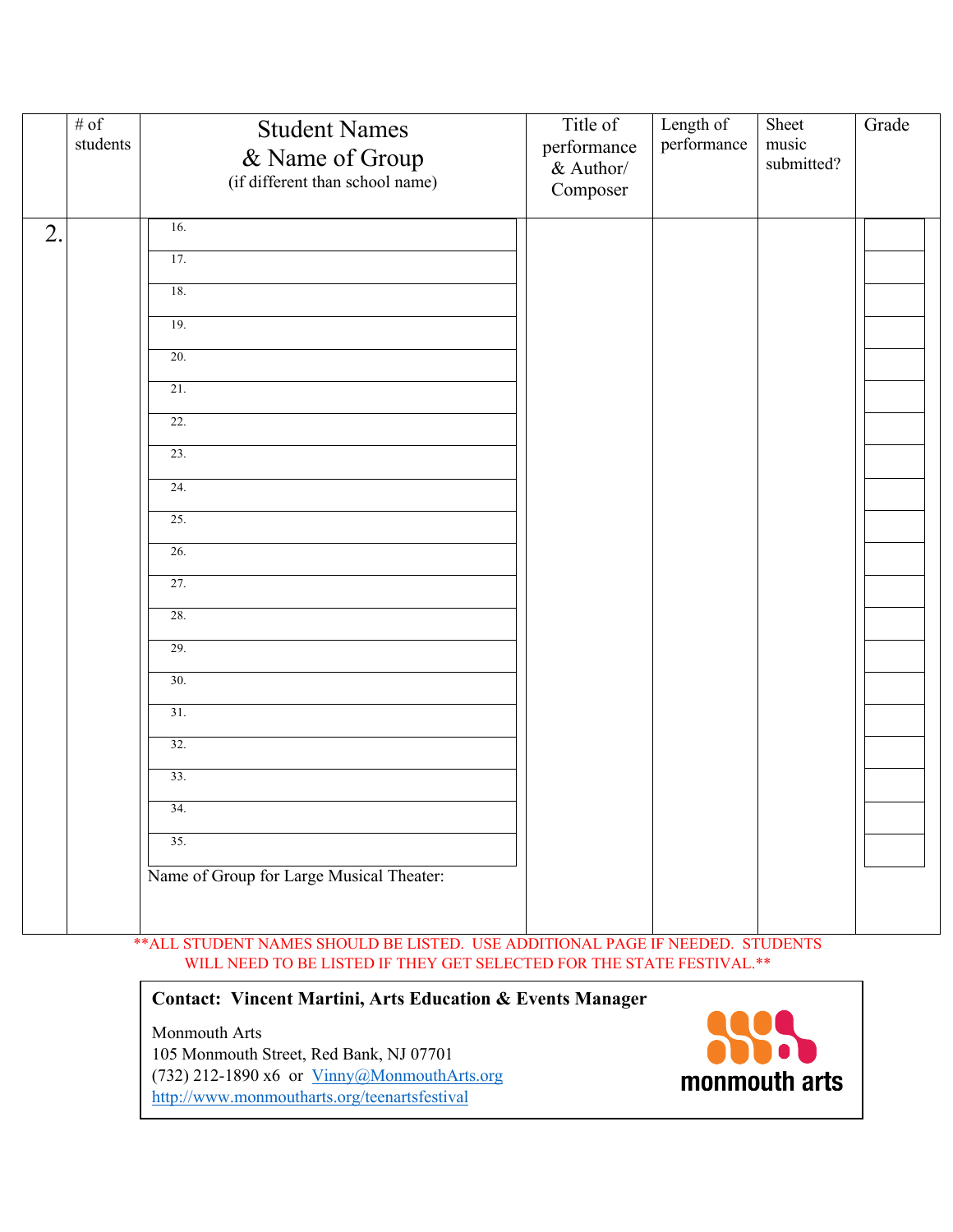| | # of students | Student Names & Name of Group (if different than school name) | Title of performance & Author/ Composer | Length of performance | Sheet music submitted? | Grade |
|---|---|---|---|---|---|---|
| 2. | | 16. | | | | |
| | | 17. | | | | |
| | | 18. | | | | |
| | | 19. | | | | |
| | | 20. | | | | |
| | | 21. | | | | |
| | | 22. | | | | |
| | | 23. | | | | |
| | | 24. | | | | |
| | | 25. | | | | |
| | | 26. | | | | |
| | | 27. | | | | |
| | | 28. | | | | |
| | | 29. | | | | |
| | | 30. | | | | |
| | | 31. | | | | |
| | | 32. | | | | |
| | | 33. | | | | |
| | | 34. | | | | |
| | | 35. | | | | |
| | | Name of Group for Large Musical Theater: | | | | |

**ALL STUDENT NAMES SHOULD BE LISTED. USE ADDITIONAL PAGE IF NEEDED. STUDENTS WILL NEED TO BE LISTED IF THEY GET SELECTED FOR THE STATE FESTIVAL.**

**Contact: Vincent Martini, Arts Education & Events Manager**

Monmouth Arts
105 Monmouth Street, Red Bank, NJ 07701
(732) 212-1890 x6 or Vinny@MonmouthArts.org
http://www.monmoutharts.org/teenartsfestival

monmouth arts